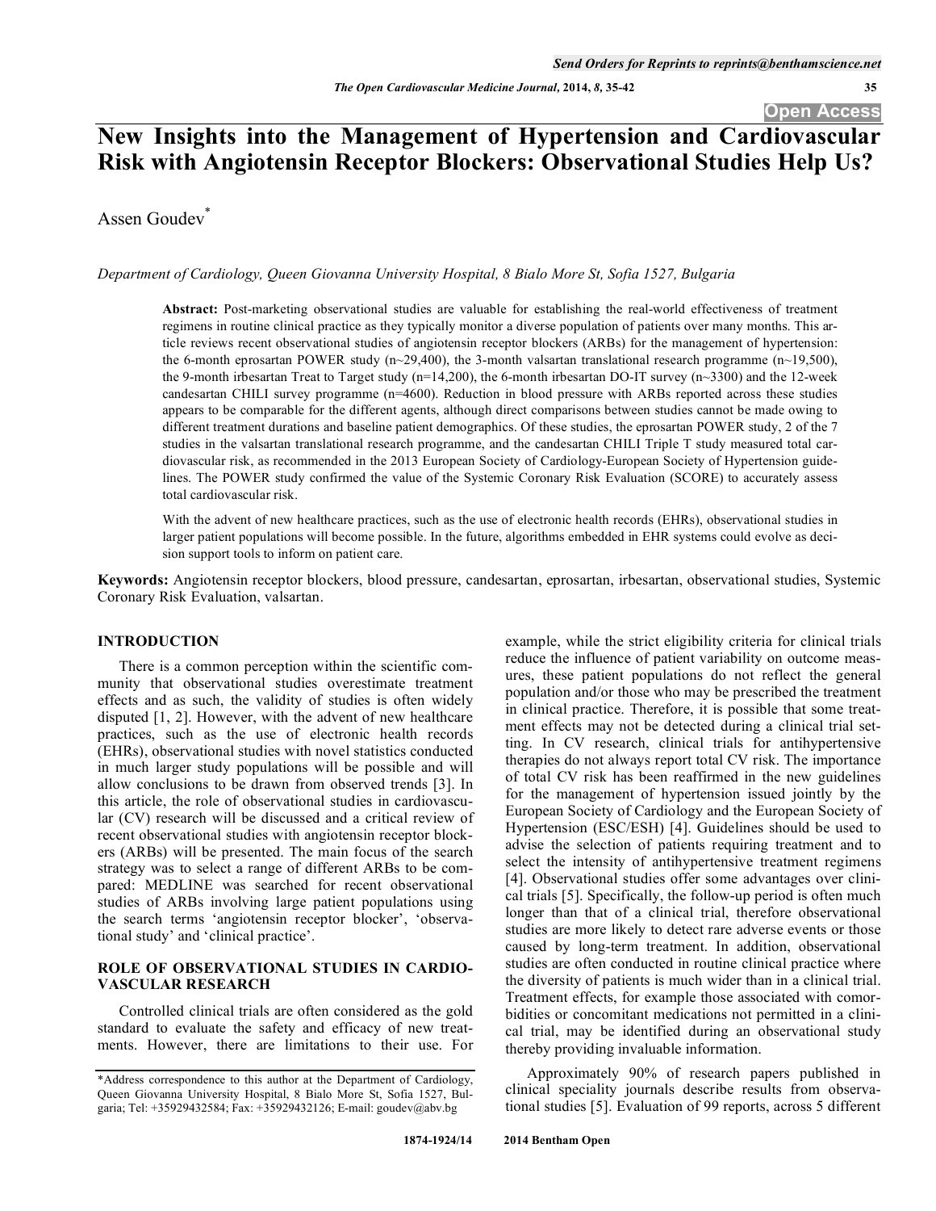# New Insights into the Management of Hypertension and Cardiovascular Risk with Angiotensin Receptor Blockers: Observational Studies Help Us?

Assen Goudev*

*Department of Cardiology, Queen Giovanna University Hospital, 8 Bialo More St, Sofia 1527, Bulgaria*

**Abstract:** Post-marketing observational studies are valuable for establishing the real-world effectiveness of treatment regimens in routine clinical practice as they typically monitor a diverse population of patients over many months. This article reviews recent observational studies of angiotensin receptor blockers (ARBs) for the management of hypertension: the 6-month eprosartan POWER study (n~29,400), the 3-month valsartan translational research programme (n~19,500), the 9-month irbesartan Treat to Target study (n=14,200), the 6-month irbesartan DO-IT survey (n~3300) and the 12-week candesartan CHILI survey programme (n=4600). Reduction in blood pressure with ARBs reported across these studies appears to be comparable for the different agents, although direct comparisons between studies cannot be made owing to different treatment durations and baseline patient demographics. Of these studies, the eprosartan POWER study, 2 of the 7 studies in the valsartan translational research programme, and the candesartan CHILI Triple T study measured total cardiovascular risk, as recommended in the 2013 European Society of Cardiology-European Society of Hypertension guidelines. The POWER study confirmed the value of the Systemic Coronary Risk Evaluation (SCORE) to accurately assess total cardiovascular risk.

With the advent of new healthcare practices, such as the use of electronic health records (EHRs), observational studies in larger patient populations will become possible. In the future, algorithms embedded in EHR systems could evolve as decision support tools to inform on patient care.

**Keywords:** Angiotensin receptor blockers, blood pressure, candesartan, eprosartan, irbesartan, observational studies, Systemic Coronary Risk Evaluation, valsartan.

## INTRODUCTION

There is a common perception within the scientific community that observational studies overestimate treatment effects and as such, the validity of studies is often widely disputed [1, 2]. However, with the advent of new healthcare practices, such as the use of electronic health records (EHRs), observational studies with novel statistics conducted in much larger study populations will be possible and will allow conclusions to be drawn from observed trends [3]. In this article, the role of observational studies in cardiovascular (CV) research will be discussed and a critical review of recent observational studies with angiotensin receptor blockers (ARBs) will be presented. The main focus of the search strategy was to select a range of different ARBs to be compared: MEDLINE was searched for recent observational studies of ARBs involving large patient populations using the search terms 'angiotensin receptor blocker', 'observational study' and 'clinical practice'.

## ROLE OF OBSERVATIONAL STUDIES IN CARDIOVASCULAR RESEARCH

Controlled clinical trials are often considered as the gold standard to evaluate the safety and efficacy of new treatments. However, there are limitations to their use. For example, while the strict eligibility criteria for clinical trials reduce the influence of patient variability on outcome measures, these patient populations do not reflect the general population and/or those who may be prescribed the treatment in clinical practice. Therefore, it is possible that some treatment effects may not be detected during a clinical trial setting. In CV research, clinical trials for antihypertensive therapies do not always report total CV risk. The importance of total CV risk has been reaffirmed in the new guidelines for the management of hypertension issued jointly by the European Society of Cardiology and the European Society of Hypertension (ESC/ESH) [4]. Guidelines should be used to advise the selection of patients requiring treatment and to select the intensity of antihypertensive treatment regimens [4]. Observational studies offer some advantages over clinical trials [5]. Specifically, the follow-up period is often much longer than that of a clinical trial, therefore observational studies are more likely to detect rare adverse events or those caused by long-term treatment. In addition, observational studies are often conducted in routine clinical practice where the diversity of patients is much wider than in a clinical trial. Treatment effects, for example those associated with comorbidities or concomitant medications not permitted in a clinical trial, may be identified during an observational study thereby providing invaluable information.

Approximately 90% of research papers published in clinical speciality journals describe results from observational studies [5]. Evaluation of 99 reports, across 5 different

*Address correspondence to this author at the Department of Cardiology, Queen Giovanna University Hospital, 8 Bialo More St, Sofia 1527, Bulgaria; Tel: +35929432584; Fax: +35929432126; E-mail: goudev@abv.bg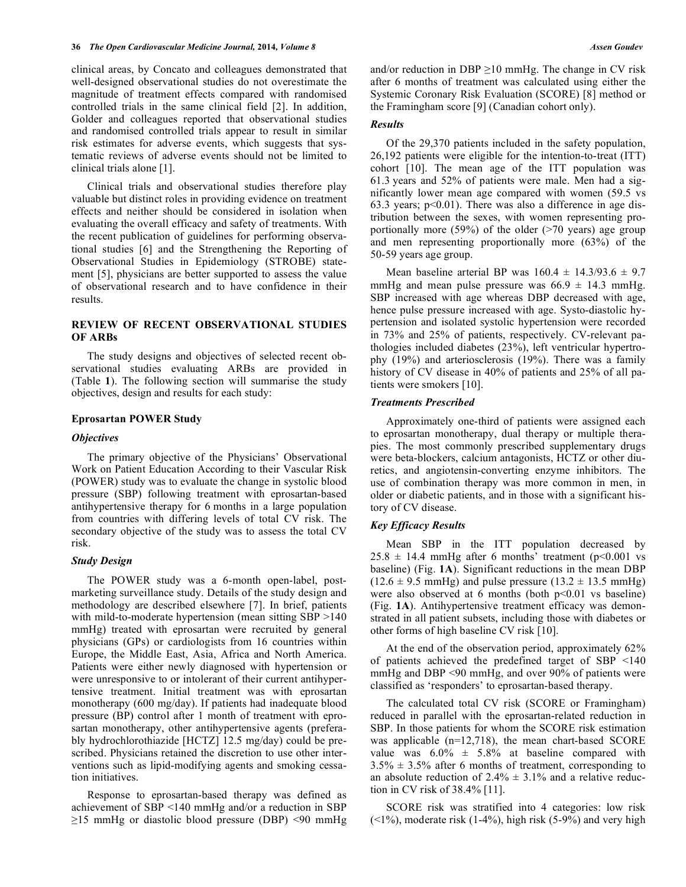clinical areas, by Concato and colleagues demonstrated that well-designed observational studies do not overestimate the magnitude of treatment effects compared with randomised controlled trials in the same clinical field [2]. In addition, Golder and colleagues reported that observational studies and randomised controlled trials appear to result in similar risk estimates for adverse events, which suggests that systematic reviews of adverse events should not be limited to clinical trials alone [1].

Clinical trials and observational studies therefore play valuable but distinct roles in providing evidence on treatment effects and neither should be considered in isolation when evaluating the overall efficacy and safety of treatments. With the recent publication of guidelines for performing observational studies [6] and the Strengthening the Reporting of Observational Studies in Epidemiology (STROBE) statement [5], physicians are better supported to assess the value of observational research and to have confidence in their results.

## REVIEW OF RECENT OBSERVATIONAL STUDIES OF ARBs

The study designs and objectives of selected recent observational studies evaluating ARBs are provided in (Table **1**). The following section will summarise the study objectives, design and results for each study:

### Eprosartan POWER Study

#### *Objectives*

The primary objective of the Physicians' Observational Work on Patient Education According to their Vascular Risk (POWER) study was to evaluate the change in systolic blood pressure (SBP) following treatment with eprosartan-based antihypertensive therapy for 6 months in a large population from countries with differing levels of total CV risk. The secondary objective of the study was to assess the total CV risk.

#### *Study Design*

The POWER study was a 6-month open-label, post-marketing surveillance study. Details of the study design and methodology are described elsewhere [7]. In brief, patients with mild-to-moderate hypertension (mean sitting SBP >140 mmHg) treated with eprosartan were recruited by general physicians (GPs) or cardiologists from 16 countries within Europe, the Middle East, Asia, Africa and North America. Patients were either newly diagnosed with hypertension or were unresponsive to or intolerant of their current antihypertensive treatment. Initial treatment was with eprosartan monotherapy (600 mg/day). If patients had inadequate blood pressure (BP) control after 1 month of treatment with eprosartan monotherapy, other antihypertensive agents (preferably hydrochlorothiazide [HCTZ] 12.5 mg/day) could be prescribed. Physicians retained the discretion to use other interventions such as lipid-modifying agents and smoking cessation initiatives.

Response to eprosartan-based therapy was defined as achievement of SBP <140 mmHg and/or a reduction in SBP ≥15 mmHg or diastolic blood pressure (DBP) <90 mmHg and/or reduction in DBP ≥10 mmHg. The change in CV risk after 6 months of treatment was calculated using either the Systemic Coronary Risk Evaluation (SCORE) [8] method or the Framingham score [9] (Canadian cohort only).

#### *Results*

Of the 29,370 patients included in the safety population, 26,192 patients were eligible for the intention-to-treat (ITT) cohort [10]. The mean age of the ITT population was 61.3 years and 52% of patients were male. Men had a significantly lower mean age compared with women (59.5 vs 63.3 years; $p<0.01$). There was also a difference in age distribution between the sexes, with women representing proportionally more (59%) of the older (>70 years) age group and men representing proportionally more (63%) of the 50-59 years age group.

Mean baseline arterial BP was $160.4 \pm 14.3/93.6 \pm 9.7$ mmHg and mean pulse pressure was $66.9 \pm 14.3$ mmHg. SBP increased with age whereas DBP decreased with age, hence pulse pressure increased with age. Systo-diastolic hypertension and isolated systolic hypertension were recorded in 73% and 25% of patients, respectively. CV-relevant pathologies included diabetes (23%), left ventricular hypertrophy (19%) and arteriosclerosis (19%). There was a family history of CV disease in 40% of patients and 25% of all patients were smokers [10].

#### *Treatments Prescribed*

Approximately one-third of patients were assigned each to eprosartan monotherapy, dual therapy or multiple therapies. The most commonly prescribed supplementary drugs were beta-blockers, calcium antagonists, HCTZ or other diuretics, and angiotensin-converting enzyme inhibitors. The use of combination therapy was more common in men, in older or diabetic patients, and in those with a significant history of CV disease.

#### *Key Efficacy Results*

Mean SBP in the ITT population decreased by $25.8 \pm 14.4$ mmHg after 6 months' treatment ($p<0.001$ vs baseline) (Fig. **1A**). Significant reductions in the mean DBP ($12.6 \pm 9.5$ mmHg) and pulse pressure ($13.2 \pm 13.5$ mmHg) were also observed at 6 months (both $p<0.01$ vs baseline) (Fig. **1A**). Antihypertensive treatment efficacy was demonstrated in all patient subsets, including those with diabetes or other forms of high baseline CV risk [10].

At the end of the observation period, approximately 62% of patients achieved the predefined target of SBP <140 mmHg and DBP <90 mmHg, and over 90% of patients were classified as 'responders' to eprosartan-based therapy.

The calculated total CV risk (SCORE or Framingham) reduced in parallel with the eprosartan-related reduction in SBP. In those patients for whom the SCORE risk estimation was applicable (n=12,718), the mean chart-based SCORE value was $6.0\% \pm 5.8\%$ at baseline compared with $3.5\% \pm 3.5\%$ after 6 months of treatment, corresponding to an absolute reduction of $2.4\% \pm 3.1\%$ and a relative reduction in CV risk of 38.4% [11].

SCORE risk was stratified into 4 categories: low risk (<1%), moderate risk (1-4%), high risk (5-9%) and very high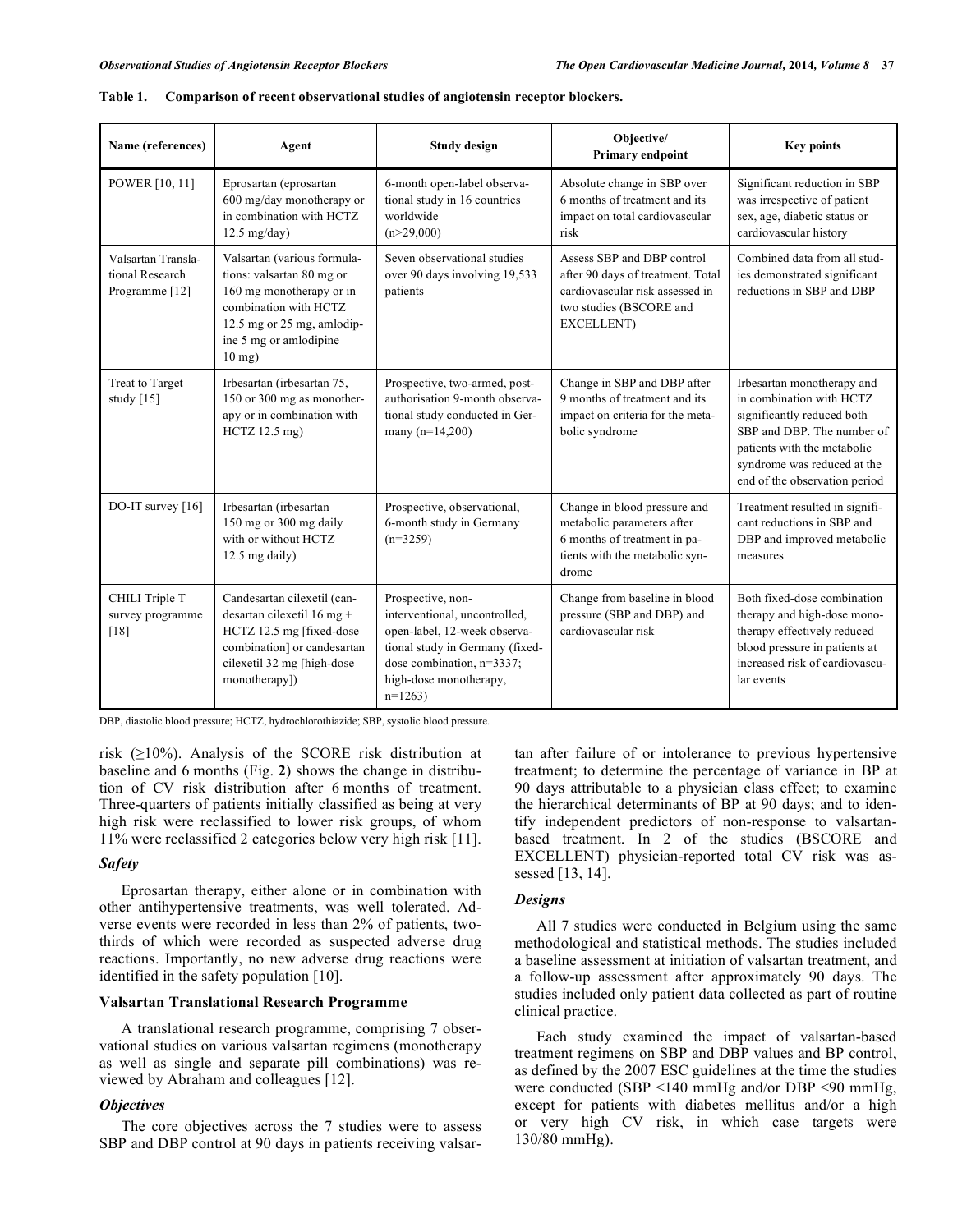**Table 1. Comparison of recent observational studies of angiotensin receptor blockers.**

| Name (references) | Agent | Study design | Objective/ Primary endpoint | Key points |
|---|---|---|---|---|
| POWER [10, 11] | Eprosartan (eprosartan 600 mg/day monotherapy or in combination with HCTZ 12.5 mg/day) | 6-month open-label observational study in 16 countries worldwide (n>29,000) | Absolute change in SBP over 6 months of treatment and its impact on total cardiovascular risk | Significant reduction in SBP was irrespective of patient sex, age, diabetic status or cardiovascular history |
| Valsartan Translational Research Programme [12] | Valsartan (various formulations: valsartan 80 mg or 160 mg monotherapy or in combination with HCTZ 12.5 mg or 25 mg, amlodipine 5 mg or amlodipine 10 mg) | Seven observational studies over 90 days involving 19,533 patients | Assess SBP and DBP control after 90 days of treatment. Total cardiovascular risk assessed in two studies (BSCORE and EXCELLENT) | Combined data from all studies demonstrated significant reductions in SBP and DBP |
| Treat to Target study [15] | Irbesartan (irbesartan 75, 150 or 300 mg as monotherapy or in combination with HCTZ 12.5 mg) | Prospective, two-armed, post-authorisation 9-month observational study conducted in Germany (n=14,200) | Change in SBP and DBP after 9 months of treatment and its impact on criteria for the metabolic syndrome | Irbesartan monotherapy and in combination with HCTZ significantly reduced both SBP and DBP. The number of patients with the metabolic syndrome was reduced at the end of the observation period |
| DO-IT survey [16] | Irbesartan (irbesartan 150 mg or 300 mg daily with or without HCTZ 12.5 mg daily) | Prospective, observational, 6-month study in Germany (n=3259) | Change in blood pressure and metabolic parameters after 6 months of treatment in patients with the metabolic syndrome | Treatment resulted in significant reductions in SBP and DBP and improved metabolic measures |
| CHILI Triple T survey programme [18] | Candesartan cilexetil (candesartan cilexetil 16 mg + HCTZ 12.5 mg [fixed-dose combination] or candesartan cilexetil 32 mg [high-dose monotherapy]) | Prospective, non-interventional, uncontrolled, open-label, 12-week observational study in Germany (fixed-dose combination, n=3337; high-dose monotherapy, n=1263) | Change from baseline in blood pressure (SBP and DBP) and cardiovascular risk | Both fixed-dose combination therapy and high-dose monotherapy effectively reduced blood pressure in patients at increased risk of cardiovascular events |

DBP, diastolic blood pressure; HCTZ, hydrochlorothiazide; SBP, systolic blood pressure.

risk (≥10%). Analysis of the SCORE risk distribution at baseline and 6 months (Fig. **2**) shows the change in distribution of CV risk distribution after 6 months of treatment. Three-quarters of patients initially classified as being at very high risk were reclassified to lower risk groups, of whom 11% were reclassified 2 categories below very high risk [11].

### *Safety*

Eprosartan therapy, either alone or in combination with other antihypertensive treatments, was well tolerated. Adverse events were recorded in less than 2% of patients, two-thirds of which were recorded as suspected adverse drug reactions. Importantly, no new adverse drug reactions were identified in the safety population [10].

## Valsartan Translational Research Programme

A translational research programme, comprising 7 observational studies on various valsartan regimens (monotherapy as well as single and separate pill combinations) was reviewed by Abraham and colleagues [12].

### *Objectives*

The core objectives across the 7 studies were to assess SBP and DBP control at 90 days in patients receiving valsartan after failure of or intolerance to previous hypertensive treatment; to determine the percentage of variance in BP at 90 days attributable to a physician class effect; to examine the hierarchical determinants of BP at 90 days; and to identify independent predictors of non-response to valsartan-based treatment. In 2 of the studies (BSCORE and EXCELLENT) physician-reported total CV risk was assessed [13, 14].

### *Designs*

All 7 studies were conducted in Belgium using the same methodological and statistical methods. The studies included a baseline assessment at initiation of valsartan treatment, and a follow-up assessment after approximately 90 days. The studies included only patient data collected as part of routine clinical practice.

Each study examined the impact of valsartan-based treatment regimens on SBP and DBP values and BP control, as defined by the 2007 ESC guidelines at the time the studies were conducted (SBP <140 mmHg and/or DBP <90 mmHg, except for patients with diabetes mellitus and/or a high or very high CV risk, in which case targets were 130/80 mmHg).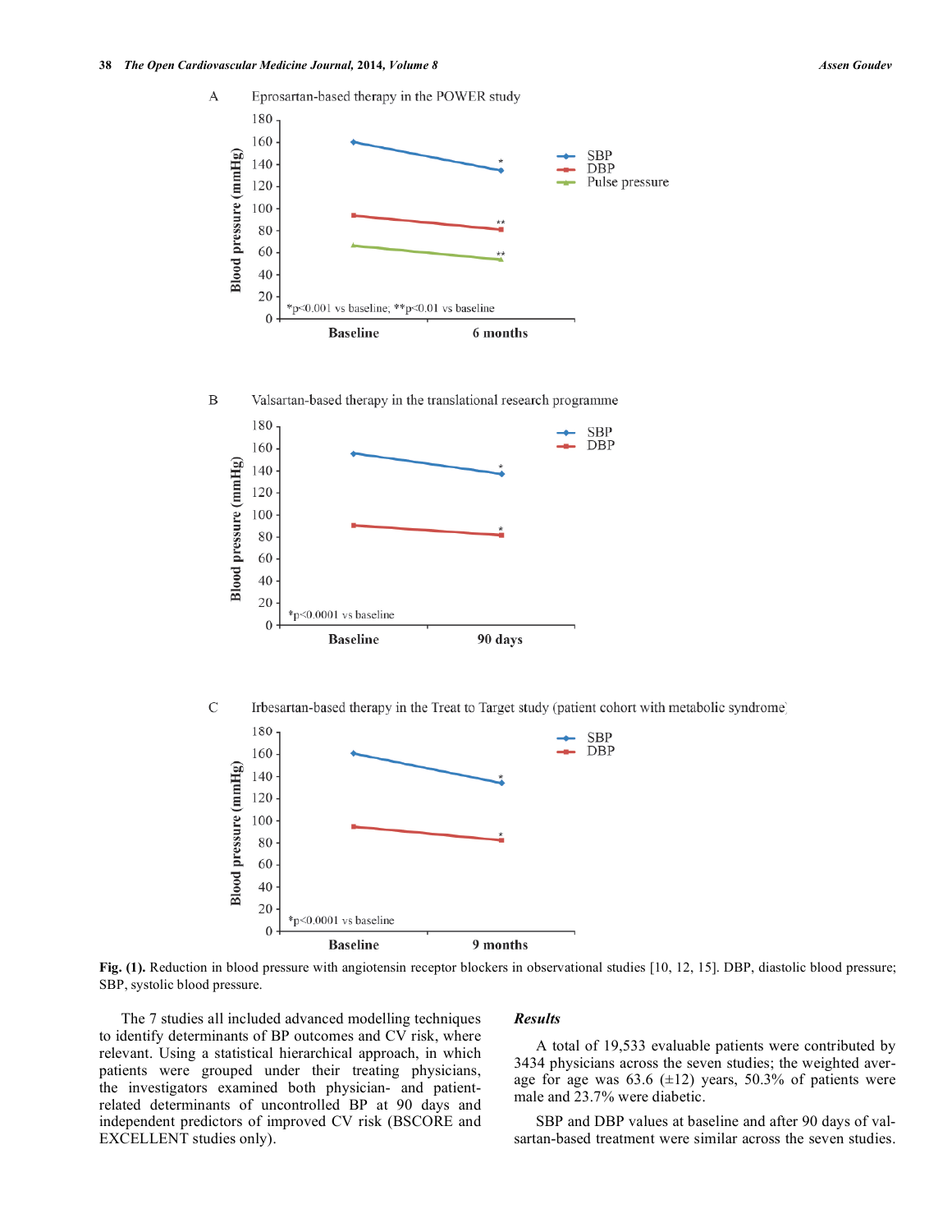A Eprosartan-based therapy in the POWER study

B Valsartan-based therapy in the translational research programme

C Irbesartan-based therapy in the Treat to Target study (patient cohort with metabolic syndrome)

**Fig. (1).** Reduction in blood pressure with angiotensin receptor blockers in observational studies [10, 12, 15]. DBP, diastolic blood pressure; SBP, systolic blood pressure.

The 7 studies all included advanced modelling techniques to identify determinants of BP outcomes and CV risk, where relevant. Using a statistical hierarchical approach, in which patients were grouped under their treating physicians, the investigators examined both physician- and patient-related determinants of uncontrolled BP at 90 days and independent predictors of improved CV risk (BSCORE and EXCELLENT studies only).

### *Results*

A total of 19,533 evaluable patients were contributed by 3434 physicians across the seven studies; the weighted average age for age was 63.6 (±12) years, 50.3% of patients were male and 23.7% were diabetic.

SBP and DBP values at baseline and after 90 days of valsartan-based treatment were similar across the seven studies.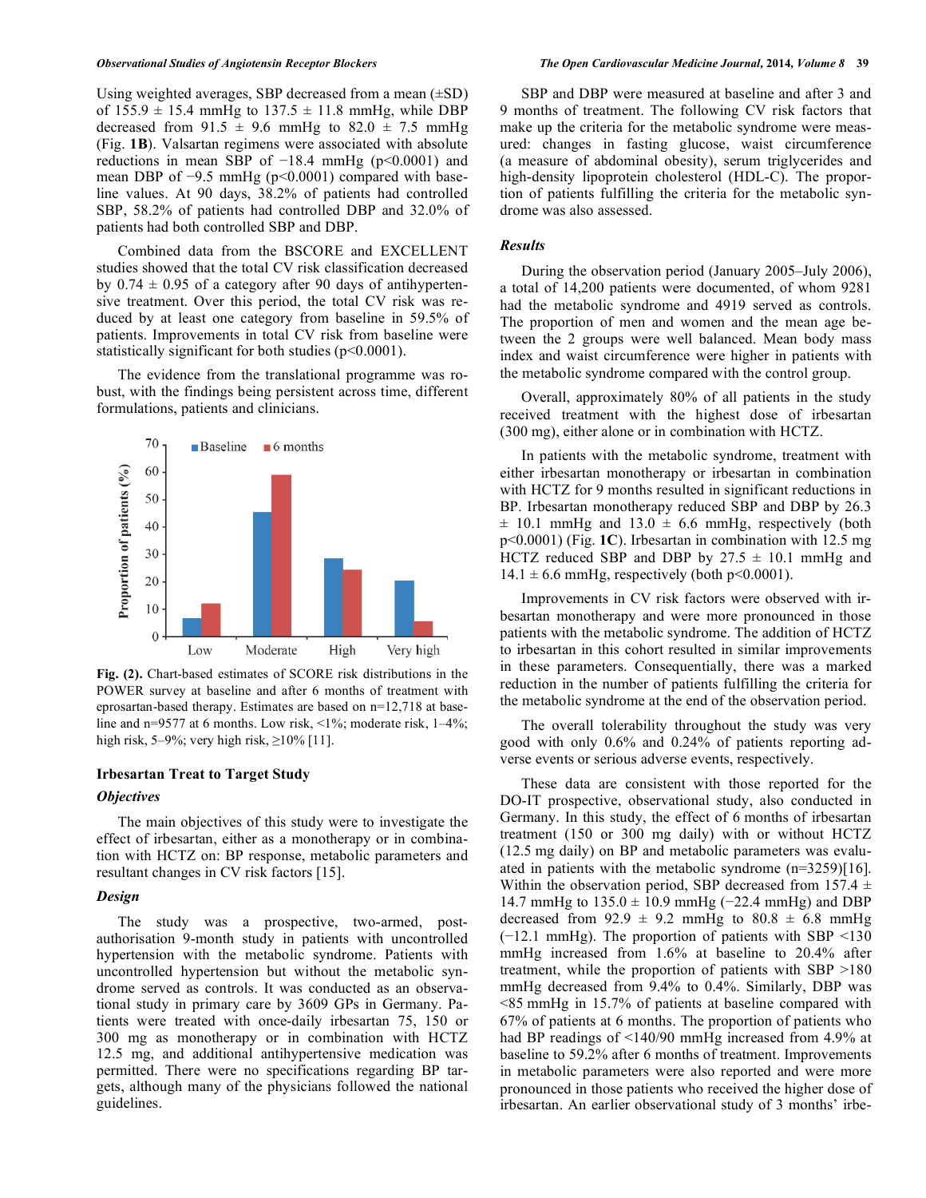Using weighted averages, SBP decreased from a mean (±SD) of 155.9 ± 15.4 mmHg to 137.5 ± 11.8 mmHg, while DBP decreased from 91.5 ± 9.6 mmHg to 82.0 ± 7.5 mmHg (Fig. **1B**). Valsartan regimens were associated with absolute reductions in mean SBP of −18.4 mmHg ($p<0.0001$) and mean DBP of −9.5 mmHg ($p<0.0001$) compared with baseline values. At 90 days, 38.2% of patients had controlled SBP, 58.2% of patients had controlled DBP and 32.0% of patients had both controlled SBP and DBP.

Combined data from the BSCORE and EXCELLENT studies showed that the total CV risk classification decreased by 0.74 ± 0.95 of a category after 90 days of antihypertensive treatment. Over this period, the total CV risk was reduced by at least one category from baseline in 59.5% of patients. Improvements in total CV risk from baseline were statistically significant for both studies ($p<0.0001$).

The evidence from the translational programme was robust, with the findings being persistent across time, different formulations, patients and clinicians.

**Fig. (2).** Chart-based estimates of SCORE risk distributions in the POWER survey at baseline and after 6 months of treatment with eprosartan-based therapy. Estimates are based on n=12,718 at baseline and n=9577 at 6 months. Low risk, <1%; moderate risk, 1–4%; high risk, 5–9%; very high risk, ≥10% [11].

## Irbesartan Treat to Target Study

### *Objectives*

The main objectives of this study were to investigate the effect of irbesartan, either as a monotherapy or in combination with HCTZ on: BP response, metabolic parameters and resultant changes in CV risk factors [15].

### *Design*

The study was a prospective, two-armed, post-authorisation 9-month study in patients with uncontrolled hypertension with the metabolic syndrome. Patients with uncontrolled hypertension but without the metabolic syndrome served as controls. It was conducted as an observational study in primary care by 3609 GPs in Germany. Patients were treated with once-daily irbesartan 75, 150 or 300 mg as monotherapy or in combination with HCTZ 12.5 mg, and additional antihypertensive medication was permitted. There were no specifications regarding BP targets, although many of the physicians followed the national guidelines.

SBP and DBP were measured at baseline and after 3 and 9 months of treatment. The following CV risk factors that make up the criteria for the metabolic syndrome were measured: changes in fasting glucose, waist circumference (a measure of abdominal obesity), serum triglycerides and high-density lipoprotein cholesterol (HDL-C). The proportion of patients fulfilling the criteria for the metabolic syndrome was also assessed.

### *Results*

During the observation period (January 2005–July 2006), a total of 14,200 patients were documented, of whom 9281 had the metabolic syndrome and 4919 served as controls. The proportion of men and women and the mean age between the 2 groups were well balanced. Mean body mass index and waist circumference were higher in patients with the metabolic syndrome compared with the control group.

Overall, approximately 80% of all patients in the study received treatment with the highest dose of irbesartan (300 mg), either alone or in combination with HCTZ.

In patients with the metabolic syndrome, treatment with either irbesartan monotherapy or irbesartan in combination with HCTZ for 9 months resulted in significant reductions in BP. Irbesartan monotherapy reduced SBP and DBP by 26.3 ± 10.1 mmHg and 13.0 ± 6.6 mmHg, respectively (both $p<0.0001$) (Fig. **1C**). Irbesartan in combination with 12.5 mg HCTZ reduced SBP and DBP by 27.5 ± 10.1 mmHg and 14.1 ± 6.6 mmHg, respectively (both $p<0.0001$).

Improvements in CV risk factors were observed with irbesartan monotherapy and were more pronounced in those patients with the metabolic syndrome. The addition of HCTZ to irbesartan in this cohort resulted in similar improvements in these parameters. Consequentially, there was a marked reduction in the number of patients fulfilling the criteria for the metabolic syndrome at the end of the observation period.

The overall tolerability throughout the study was very good with only 0.6% and 0.24% of patients reporting adverse events or serious adverse events, respectively.

These data are consistent with those reported for the DO-IT prospective, observational study, also conducted in Germany. In this study, the effect of 6 months of irbesartan treatment (150 or 300 mg daily) with or without HCTZ (12.5 mg daily) on BP and metabolic parameters was evaluated in patients with the metabolic syndrome (n=3259)[16]. Within the observation period, SBP decreased from 157.4 ± 14.7 mmHg to 135.0 ± 10.9 mmHg (−22.4 mmHg) and DBP decreased from 92.9 ± 9.2 mmHg to 80.8 ± 6.8 mmHg (−12.1 mmHg). The proportion of patients with SBP <130 mmHg increased from 1.6% at baseline to 20.4% after treatment, while the proportion of patients with SBP >180 mmHg decreased from 9.4% to 0.4%. Similarly, DBP was <85 mmHg in 15.7% of patients at baseline compared with 67% of patients at 6 months. The proportion of patients who had BP readings of <140/90 mmHg increased from 4.9% at baseline to 59.2% after 6 months of treatment. Improvements in metabolic parameters were also reported and were more pronounced in those patients who received the higher dose of irbesartan. An earlier observational study of 3 months' irbe-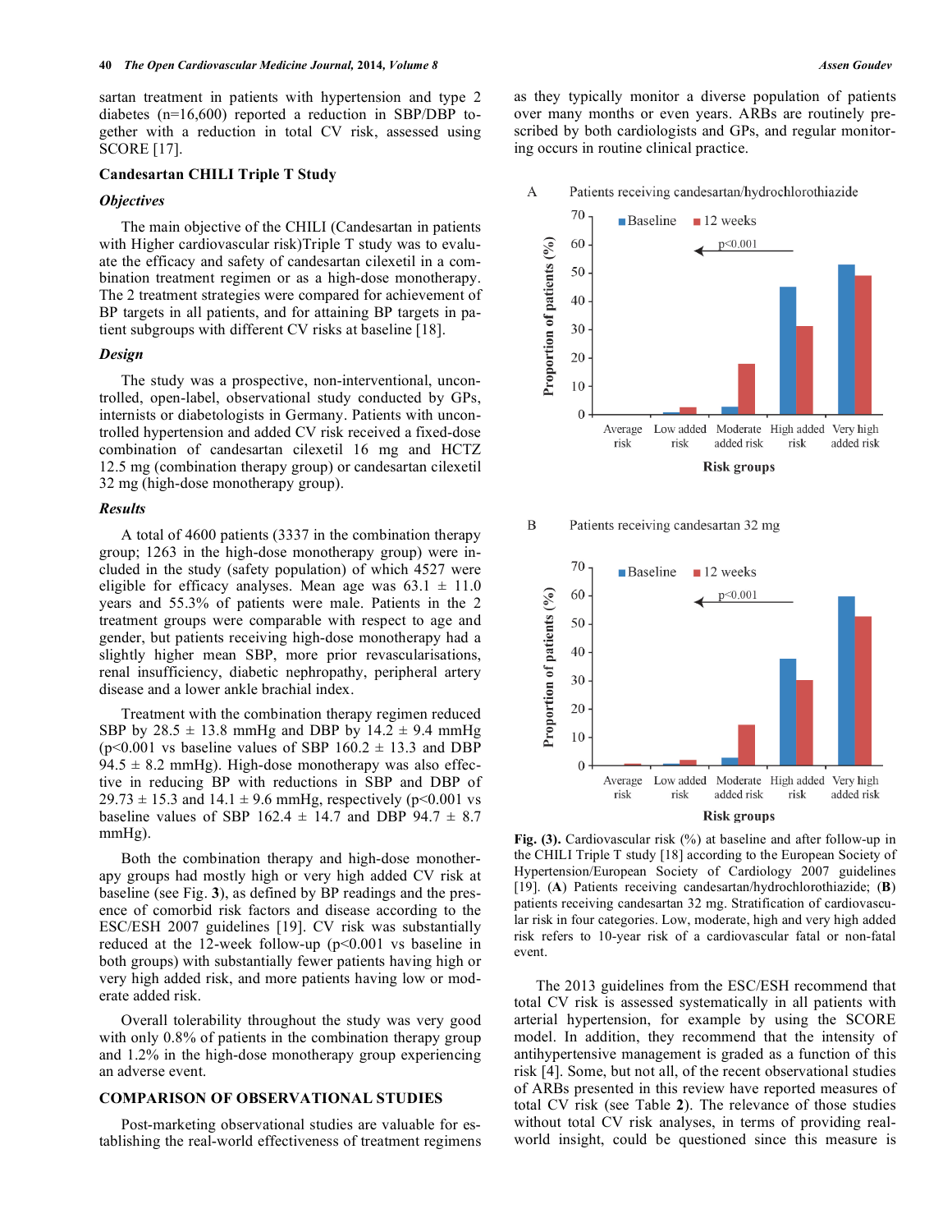sartan treatment in patients with hypertension and type 2 diabetes (n=16,600) reported a reduction in SBP/DBP together with a reduction in total CV risk, assessed using SCORE [17].

### Candesartan CHILI Triple T Study

#### *Objectives*

The main objective of the CHILI (Candesartan in patients with Higher cardiovascular risk)Triple T study was to evaluate the efficacy and safety of candesartan cilexetil in a combination treatment regimen or as a high-dose monotherapy. The 2 treatment strategies were compared for achievement of BP targets in all patients, and for attaining BP targets in patient subgroups with different CV risks at baseline [18].

#### *Design*

The study was a prospective, non-interventional, uncontrolled, open-label, observational study conducted by GPs, internists or diabetologists in Germany. Patients with uncontrolled hypertension and added CV risk received a fixed-dose combination of candesartan cilexetil 16 mg and HCTZ 12.5 mg (combination therapy group) or candesartan cilexetil 32 mg (high-dose monotherapy group).

#### *Results*

A total of 4600 patients (3337 in the combination therapy group; 1263 in the high-dose monotherapy group) were included in the study (safety population) of which 4527 were eligible for efficacy analyses. Mean age was 63.1 ± 11.0 years and 55.3% of patients were male. Patients in the 2 treatment groups were comparable with respect to age and gender, but patients receiving high-dose monotherapy had a slightly higher mean SBP, more prior revascularisations, renal insufficiency, diabetic nephropathy, peripheral artery disease and a lower ankle brachial index.

Treatment with the combination therapy regimen reduced SBP by 28.5 ± 13.8 mmHg and DBP by 14.2 ± 9.4 mmHg ($p<0.001$ vs baseline values of SBP 160.2 ± 13.3 and DBP 94.5 ± 8.2 mmHg). High-dose monotherapy was also effective in reducing BP with reductions in SBP and DBP of 29.73 ± 15.3 and 14.1 ± 9.6 mmHg, respectively ($p<0.001$ vs baseline values of SBP 162.4 ± 14.7 and DBP 94.7 ± 8.7 mmHg).

Both the combination therapy and high-dose monotherapy groups had mostly high or very high added CV risk at baseline (see Fig. **3**), as defined by BP readings and the presence of comorbid risk factors and disease according to the ESC/ESH 2007 guidelines [19]. CV risk was substantially reduced at the 12-week follow-up ($p<0.001$ vs baseline in both groups) with substantially fewer patients having high or very high added risk, and more patients having low or moderate added risk.

Overall tolerability throughout the study was very good with only 0.8% of patients in the combination therapy group and 1.2% in the high-dose monotherapy group experiencing an adverse event.

## COMPARISON OF OBSERVATIONAL STUDIES

Post-marketing observational studies are valuable for establishing the real-world effectiveness of treatment regimens as they typically monitor a diverse population of patients over many months or even years. ARBs are routinely prescribed by both cardiologists and GPs, and regular monitoring occurs in routine clinical practice.

**Fig. (3).** Cardiovascular risk (%) at baseline and after follow-up in the CHILI Triple T study [18] according to the European Society of Hypertension/European Society of Cardiology 2007 guidelines [19]. (**A**) Patients receiving candesartan/hydrochlorothiazide; (**B**) patients receiving candesartan 32 mg. Stratification of cardiovascular risk in four categories. Low, moderate, high and very high added risk refers to 10-year risk of a cardiovascular fatal or non-fatal event.

The 2013 guidelines from the ESC/ESH recommend that total CV risk is assessed systematically in all patients with arterial hypertension, for example by using the SCORE model. In addition, they recommend that the intensity of antihypertensive management is graded as a function of this risk [4]. Some, but not all, of the recent observational studies of ARBs presented in this review have reported measures of total CV risk (see Table **2**). The relevance of those studies without total CV risk analyses, in terms of providing real-world insight, could be questioned since this measure is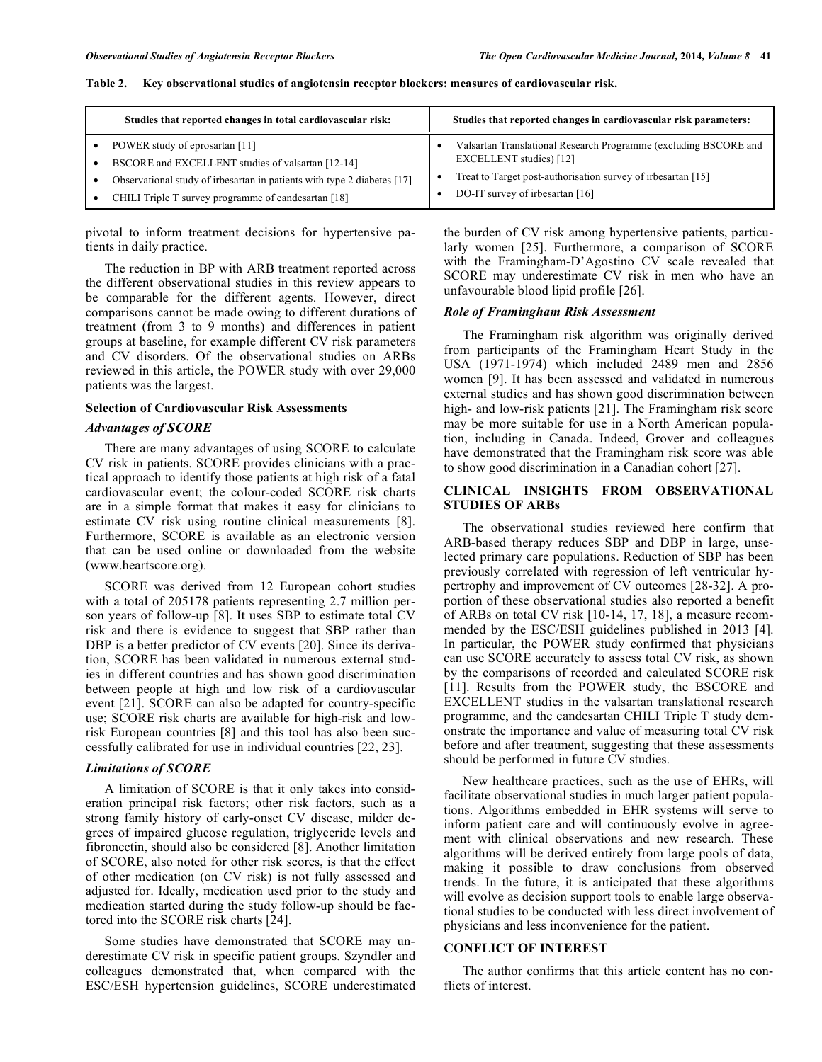**Table 2. Key observational studies of angiotensin receptor blockers: measures of cardiovascular risk.**

| Studies that reported changes in total cardiovascular risk: | Studies that reported changes in cardiovascular risk parameters: |
|---|---|
| • POWER study of eprosartan [11]<br>• BSCORE and EXCELLENT studies of valsartan [12-14]<br>• Observational study of irbesartan in patients with type 2 diabetes [17]<br>• CHILI Triple T survey programme of candesartan [18] | • Valsartan Translational Research Programme (excluding BSCORE and EXCELLENT studies) [12]<br>• Treat to Target post-authorisation survey of irbesartan [15]<br>• DO-IT survey of irbesartan [16] |

pivotal to inform treatment decisions for hypertensive patients in daily practice.

The reduction in BP with ARB treatment reported across the different observational studies in this review appears to be comparable for the different agents. However, direct comparisons cannot be made owing to different durations of treatment (from 3 to 9 months) and differences in patient groups at baseline, for example different CV risk parameters and CV disorders. Of the observational studies on ARBs reviewed in this article, the POWER study with over 29,000 patients was the largest.

### Selection of Cardiovascular Risk Assessments

#### *Advantages of SCORE*

There are many advantages of using SCORE to calculate CV risk in patients. SCORE provides clinicians with a practical approach to identify those patients at high risk of a fatal cardiovascular event; the colour-coded SCORE risk charts are in a simple format that makes it easy for clinicians to estimate CV risk using routine clinical measurements [8]. Furthermore, SCORE is available as an electronic version that can be used online or downloaded from the website (www.heartscore.org).

SCORE was derived from 12 European cohort studies with a total of 205178 patients representing 2.7 million person years of follow-up [8]. It uses SBP to estimate total CV risk and there is evidence to suggest that SBP rather than DBP is a better predictor of CV events [20]. Since its derivation, SCORE has been validated in numerous external studies in different countries and has shown good discrimination between people at high and low risk of a cardiovascular event [21]. SCORE can also be adapted for country-specific use; SCORE risk charts are available for high-risk and low-risk European countries [8] and this tool has also been successfully calibrated for use in individual countries [22, 23].

#### *Limitations of SCORE*

A limitation of SCORE is that it only takes into consideration principal risk factors; other risk factors, such as a strong family history of early-onset CV disease, milder degrees of impaired glucose regulation, triglyceride levels and fibronectin, should also be considered [8]. Another limitation of SCORE, also noted for other risk scores, is that the effect of other medication (on CV risk) is not fully assessed and adjusted for. Ideally, medication used prior to the study and medication started during the study follow-up should be factored into the SCORE risk charts [24].

Some studies have demonstrated that SCORE may underestimate CV risk in specific patient groups. Szyndler and colleagues demonstrated that, when compared with the ESC/ESH hypertension guidelines, SCORE underestimated the burden of CV risk among hypertensive patients, particularly women [25]. Furthermore, a comparison of SCORE with the Framingham-D'Agostino CV scale revealed that SCORE may underestimate CV risk in men who have an unfavourable blood lipid profile [26].

#### *Role of Framingham Risk Assessment*

The Framingham risk algorithm was originally derived from participants of the Framingham Heart Study in the USA (1971-1974) which included 2489 men and 2856 women [9]. It has been assessed and validated in numerous external studies and has shown good discrimination between high- and low-risk patients [21]. The Framingham risk score may be more suitable for use in a North American population, including in Canada. Indeed, Grover and colleagues have demonstrated that the Framingham risk score was able to show good discrimination in a Canadian cohort [27].

## CLINICAL INSIGHTS FROM OBSERVATIONAL STUDIES OF ARBs

The observational studies reviewed here confirm that ARB-based therapy reduces SBP and DBP in large, unselected primary care populations. Reduction of SBP has been previously correlated with regression of left ventricular hypertrophy and improvement of CV outcomes [28-32]. A proportion of these observational studies also reported a benefit of ARBs on total CV risk [10-14, 17, 18], a measure recommended by the ESC/ESH guidelines published in 2013 [4]. In particular, the POWER study confirmed that physicians can use SCORE accurately to assess total CV risk, as shown by the comparisons of recorded and calculated SCORE risk [11]. Results from the POWER study, the BSCORE and EXCELLENT studies in the valsartan translational research programme, and the candesartan CHILI Triple T study demonstrate the importance and value of measuring total CV risk before and after treatment, suggesting that these assessments should be performed in future CV studies.

New healthcare practices, such as the use of EHRs, will facilitate observational studies in much larger patient populations. Algorithms embedded in EHR systems will serve to inform patient care and will continuously evolve in agreement with clinical observations and new research. These algorithms will be derived entirely from large pools of data, making it possible to draw conclusions from observed trends. In the future, it is anticipated that these algorithms will evolve as decision support tools to enable large observational studies to be conducted with less direct involvement of physicians and less inconvenience for the patient.

## CONFLICT OF INTEREST

The author confirms that this article content has no conflicts of interest.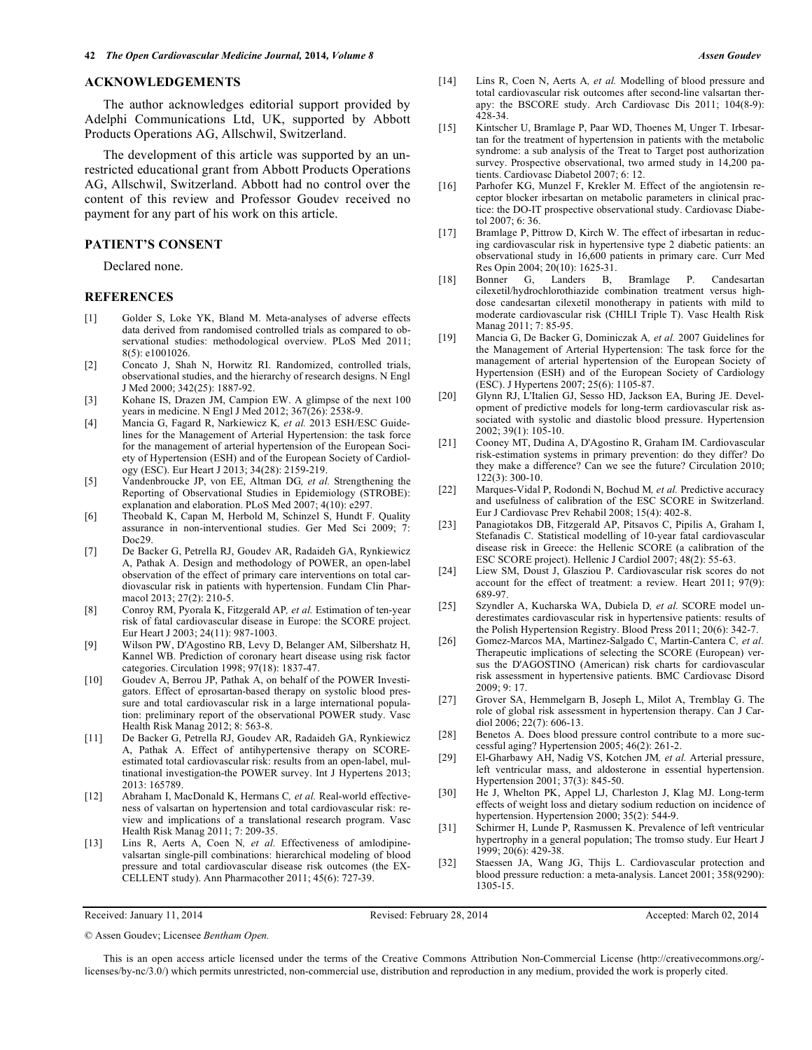## ACKNOWLEDGEMENTS

The author acknowledges editorial support provided by Adelphi Communications Ltd, UK, supported by Abbott Products Operations AG, Allschwil, Switzerland.

The development of this article was supported by an unrestricted educational grant from Abbott Products Operations AG, Allschwil, Switzerland. Abbott had no control over the content of this review and Professor Goudev received no payment for any part of his work on this article.

## PATIENT'S CONSENT

Declared none.

## REFERENCES

[1] Golder S, Loke YK, Bland M. Meta-analyses of adverse effects data derived from randomised controlled trials as compared to observational studies: methodological overview. PLoS Med 2011; 8(5): e1001026.

[2] Concato J, Shah N, Horwitz RI. Randomized, controlled trials, observational studies, and the hierarchy of research designs. N Engl J Med 2000; 342(25): 1887-92.

[3] Kohane IS, Drazen JM, Campion EW. A glimpse of the next 100 years in medicine. N Engl J Med 2012; 367(26): 2538-9.

[4] Mancia G, Fagard R, Narkiewicz K, *et al.* 2013 ESH/ESC Guidelines for the Management of Arterial Hypertension: the task force for the management of arterial hypertension of the European Society of Hypertension (ESH) and of the European Society of Cardiology (ESC). Eur Heart J 2013; 34(28): 2159-219.

[5] Vandenbroucke JP, von EE, Altman DG, *et al.* Strengthening the Reporting of Observational Studies in Epidemiology (STROBE): explanation and elaboration. PLoS Med 2007; 4(10): e297.

[6] Theobald K, Capan M, Herbold M, Schinzel S, Hundt F. Quality assurance in non-interventional studies. Ger Med Sci 2009; 7: Doc29.

[7] De Backer G, Petrella RJ, Goudev AR, Radaideh GA, Rynkiewicz A, Pathak A. Design and methodology of POWER, an open-label observation of the effect of primary care interventions on total cardiovascular risk in patients with hypertension. Fundam Clin Pharmacol 2013; 27(2): 210-5.

[8] Conroy RM, Pyorala K, Fitzgerald AP, *et al.* Estimation of ten-year risk of fatal cardiovascular disease in Europe: the SCORE project. Eur Heart J 2003; 24(11): 987-1003.

[9] Wilson PW, D'Agostino RB, Levy D, Belanger AM, Silbershatz H, Kannel WB. Prediction of coronary heart disease using risk factor categories. Circulation 1998; 97(18): 1837-47.

[10] Goudev A, Berrou JP, Pathak A, on behalf of the POWER Investigators. Effect of eprosartan-based therapy on systolic blood pressure and total cardiovascular risk in a large international population: preliminary report of the observational POWER study. Vasc Health Risk Manag 2012; 8: 563-8.

[11] De Backer G, Petrella RJ, Goudev AR, Radaideh GA, Rynkiewicz A, Pathak A. Effect of antihypertensive therapy on SCORE-estimated total cardiovascular risk: results from an open-label, multinational investigation-the POWER survey. Int J Hypertens 2013; 2013: 165789.

[12] Abraham I, MacDonald K, Hermans C, *et al.* Real-world effectiveness of valsartan on hypertension and total cardiovascular risk: review and implications of a translational research program. Vasc Health Risk Manag 2011; 7: 209-35.

[13] Lins R, Aerts A, Coen N, *et al.* Effectiveness of amlodipine-valsartan single-pill combinations: hierarchical modeling of blood pressure and total cardiovascular disease risk outcomes (the EX-CELLENT study). Ann Pharmacother 2011; 45(6): 727-39.

[14] Lins R, Coen N, Aerts A, *et al.* Modelling of blood pressure and total cardiovascular risk outcomes after second-line valsartan therapy: the BSCORE study. Arch Cardiovasc Dis 2011; 104(8-9): 428-34.

[15] Kintscher U, Bramlage P, Paar WD, Thoenes M, Unger T. Irbesartan for the treatment of hypertension in patients with the metabolic syndrome: a sub analysis of the Treat to Target post authorization survey. Prospective observational, two armed study in 14,200 patients. Cardiovasc Diabetol 2007; 6: 12.

[16] Parhofer KG, Munzel F, Krekler M. Effect of the angiotensin receptor blocker irbesartan on metabolic parameters in clinical practice: the DO-IT prospective observational study. Cardiovasc Diabetol 2007; 6: 36.

[17] Bramlage P, Pittrow D, Kirch W. The effect of irbesartan in reducing cardiovascular risk in hypertensive type 2 diabetic patients: an observational study in 16,600 patients in primary care. Curr Med Res Opin 2004; 20(10): 1625-31.

[18] Bonner G, Landers B, Bramlage P. Candesartan cilexetil/hydrochlorothiazide combination treatment versus high-dose candesartan cilexetil monotherapy in patients with mild to moderate cardiovascular risk (CHILI Triple T). Vasc Health Risk Manag 2011; 7: 85-95.

[19] Mancia G, De Backer G, Dominiczak A, *et al.* 2007 Guidelines for the Management of Arterial Hypertension: The task force for the management of arterial hypertension of the European Society of Hypertension (ESH) and of the European Society of Cardiology (ESC). J Hypertens 2007; 25(6): 1105-87.

[20] Glynn RJ, L'Italien GJ, Sesso HD, Jackson EA, Buring JE. Development of predictive models for long-term cardiovascular risk associated with systolic and diastolic blood pressure. Hypertension 2002; 39(1): 105-10.

[21] Cooney MT, Dudina A, D'Agostino R, Graham IM. Cardiovascular risk-estimation systems in primary prevention: do they differ? Do they make a difference? Can we see the future? Circulation 2010; 122(3): 300-10.

[22] Marques-Vidal P, Rodondi N, Bochud M, *et al.* Predictive accuracy and usefulness of calibration of the ESC SCORE in Switzerland. Eur J Cardiovasc Prev Rehabil 2008; 15(4): 402-8.

[23] Panagiotakos DB, Fitzgerald AP, Pitsavos C, Pipilis A, Graham I, Stefanadis C. Statistical modelling of 10-year fatal cardiovascular disease risk in Greece: the Hellenic SCORE (a calibration of the ESC SCORE project). Hellenic J Cardiol 2007; 48(2): 55-63.

[24] Liew SM, Doust J, Glasziou P. Cardiovascular risk scores do not account for the effect of treatment: a review. Heart 2011; 97(9): 689-97.

[25] Szyndler A, Kucharska WA, Dubiela D, *et al.* SCORE model underestimates cardiovascular risk in hypertensive patients: results of the Polish Hypertension Registry. Blood Press 2011; 20(6): 342-7.

[26] Gomez-Marcos MA, Martinez-Salgado C, Martin-Cantera C, *et al.* Therapeutic implications of selecting the SCORE (European) versus the D'AGOSTINO (American) risk charts for cardiovascular risk assessment in hypertensive patients. BMC Cardiovasc Disord 2009; 9: 17.

[27] Grover SA, Hemmelgarn B, Joseph L, Milot A, Tremblay G. The role of global risk assessment in hypertension therapy. Can J Cardiol 2006; 22(7): 606-13.

[28] Benetos A. Does blood pressure control contribute to a more successful aging? Hypertension 2005; 46(2): 261-2.

[29] El-Gharbawy AH, Nadig VS, Kotchen JM, *et al.* Arterial pressure, left ventricular mass, and aldosterone in essential hypertension. Hypertension 2001; 37(3): 845-50.

[30] He J, Whelton PK, Appel LJ, Charleston J, Klag MJ. Long-term effects of weight loss and dietary sodium reduction on incidence of hypertension. Hypertension 2000; 35(2): 544-9.

[31] Schirmer H, Lunde P, Rasmussen K. Prevalence of left ventricular hypertrophy in a general population; The tromso study. Eur Heart J 1999; 20(6): 429-38.

[32] Staessen JA, Wang JG, Thijs L. Cardiovascular protection and blood pressure reduction: a meta-analysis. Lancet 2001; 358(9290): 1305-15.

Received: January 11, 2014 Revised: February 28, 2014 Accepted: March 02, 2014

© Assen Goudev; Licensee *Bentham Open.*

This is an open access article licensed under the terms of the Creative Commons Attribution Non-Commercial License (http://creativecommons.org/-licenses/by-nc/3.0/) which permits unrestricted, non-commercial use, distribution and reproduction in any medium, provided the work is properly cited.